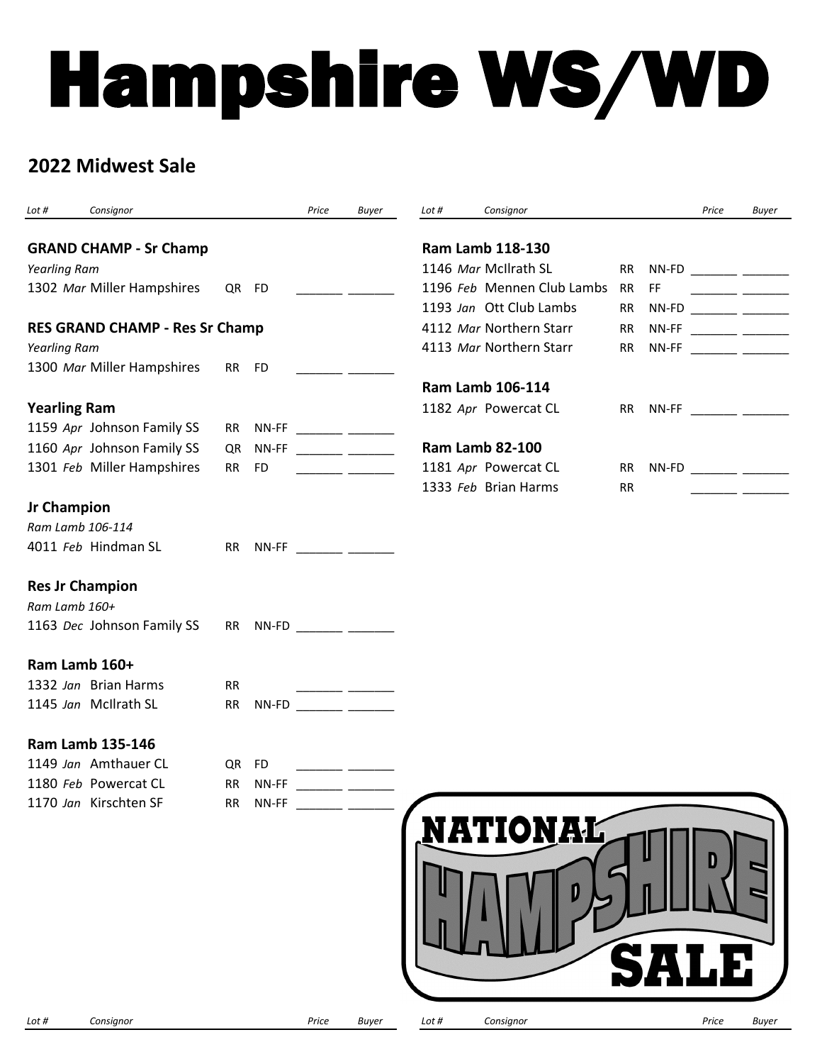# Hampshire WS/WD

## 2022 Midwest Sale

| Lot # | Consignor | | | Price | Buyer |
|---|---|---|---|---|---|
| **GRAND CHAMP - Sr Champ** | | | | | |
| *Yearling Ram* | | | | | |
| 1302 *Mar* | Miller Hampshires | QR | FD | _______ | _______ |
| **RES GRAND CHAMP - Res Sr Champ** | | | | | |
| *Yearling Ram* | | | | | |
| 1300 *Mar* | Miller Hampshires | RR | FD | _______ | _______ |
| **Yearling Ram** | | | | | |
| 1159 *Apr* | Johnson Family SS | RR | NN-FF | _______ | _______ |
| 1160 *Apr* | Johnson Family SS | QR | NN-FF | _______ | _______ |
| 1301 *Feb* | Miller Hampshires | RR | FD | _______ | _______ |
| **Jr Champion** | | | | | |
| *Ram Lamb 106-114* | | | | | |
| 4011 *Feb* | Hindman SL | RR | NN-FF | _______ | _______ |
| **Res Jr Champion** | | | | | |
| *Ram Lamb 160+* | | | | | |
| 1163 *Dec* | Johnson Family SS | RR | NN-FD | _______ | _______ |
| **Ram Lamb 160+** | | | | | |
| 1332 *Jan* | Brian Harms | RR | | _______ | _______ |
| 1145 *Jan* | McIlrath SL | RR | NN-FD | _______ | _______ |
| **Ram Lamb 135-146** | | | | | |
| 1149 *Jan* | Amthauer CL | QR | FD | _______ | _______ |
| 1180 *Feb* | Powercat CL | RR | NN-FF | _______ | _______ |
| 1170 *Jan* | Kirschten SF | RR | NN-FF | _______ | _______ |
| **Ram Lamb 118-130** | | | | | |
| 1146 *Mar* | McIlrath SL | RR | NN-FD | _______ | _______ |
| 1196 *Feb* | Mennen Club Lambs | RR | FF | _______ | _______ |
| 1193 *Jan* | Ott Club Lambs | RR | NN-FD | _______ | _______ |
| 4112 *Mar* | Northern Starr | RR | NN-FF | _______ | _______ |
| 4113 *Mar* | Northern Starr | RR | NN-FF | _______ | _______ |
| **Ram Lamb 106-114** | | | | | |
| 1182 *Apr* | Powercat CL | RR | NN-FF | _______ | _______ |
| **Ram Lamb 82-100** | | | | | |
| 1181 *Apr* | Powercat CL | RR | NN-FD | _______ | _______ |
| 1333 *Feb* | Brian Harms | RR | | _______ | _______ |

NATIONAL HAMPSHIRE SALE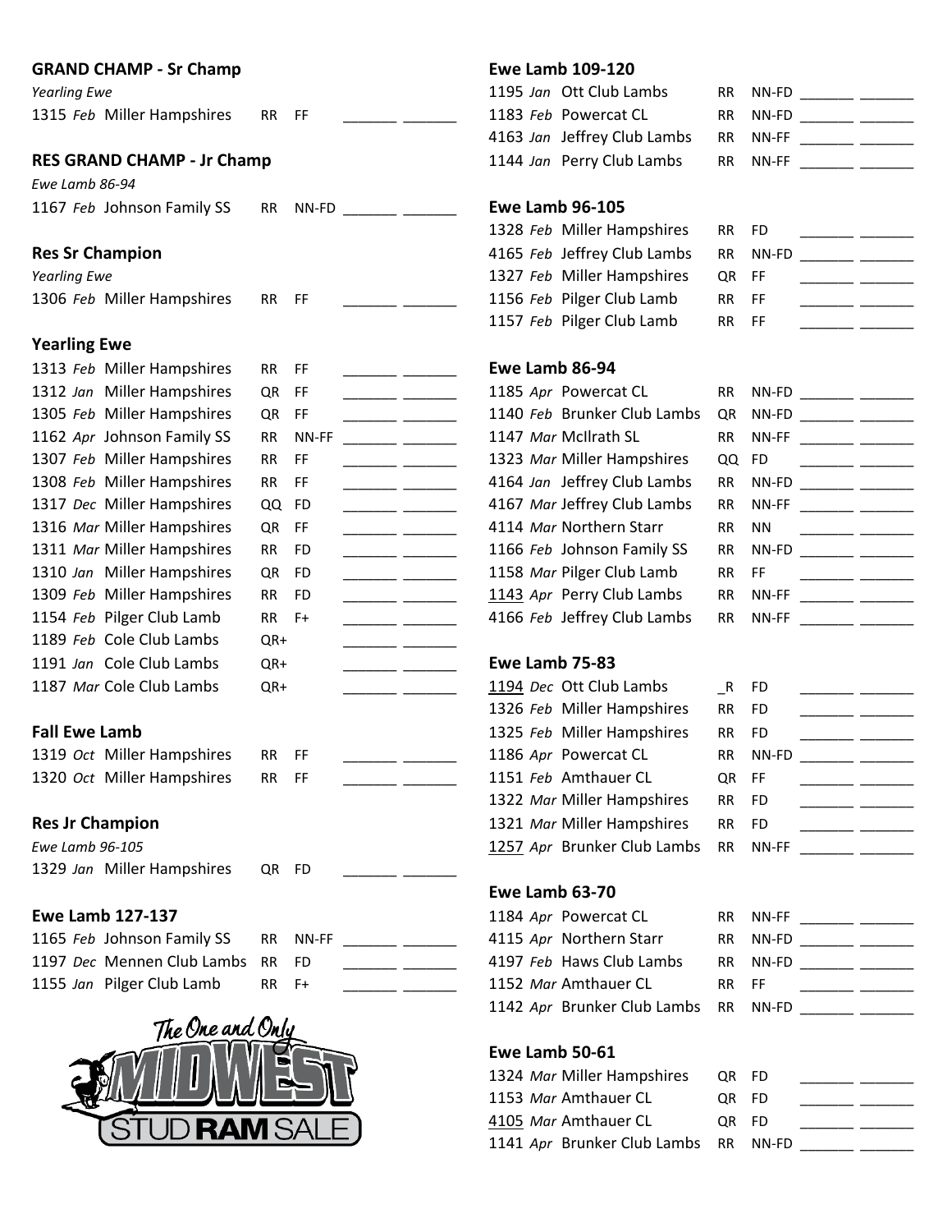### GRAND CHAMP - Sr Champ

*Yearling Ewe*

| | | | | | | |
|---|---|---|---|---|---|---|
| 1315 | *Feb* | Miller Hampshires | RR | FF | _______ | _______ |

### RES GRAND CHAMP - Jr Champ

*Ewe Lamb 86-94*

| | | | | | | |
|---|---|---|---|---|---|---|
| 1167 | *Feb* | Johnson Family SS | RR | NN-FD | _______ | _______ |

### Res Sr Champion

*Yearling Ewe*

| | | | | | | |
|---|---|---|---|---|---|---|
| 1306 | *Feb* | Miller Hampshires | RR | FF | _______ | _______ |

### Yearling Ewe

| | | | | | | |
|---|---|---|---|---|---|---|
| 1313 | *Feb* | Miller Hampshires | RR | FF | _______ | _______ |
| 1312 | *Jan* | Miller Hampshires | QR | FF | _______ | _______ |
| 1305 | *Feb* | Miller Hampshires | QR | FF | _______ | _______ |
| 1162 | *Apr* | Johnson Family SS | RR | NN-FF | _______ | _______ |
| 1307 | *Feb* | Miller Hampshires | RR | FF | _______ | _______ |
| 1308 | *Feb* | Miller Hampshires | RR | FF | _______ | _______ |
| 1317 | *Dec* | Miller Hampshires | QQ | FD | _______ | _______ |
| 1316 | *Mar* | Miller Hampshires | QR | FF | _______ | _______ |
| 1311 | *Mar* | Miller Hampshires | RR | FD | _______ | _______ |
| 1310 | *Jan* | Miller Hampshires | QR | FD | _______ | _______ |
| 1309 | *Feb* | Miller Hampshires | RR | FD | _______ | _______ |
| 1154 | *Feb* | Pilger Club Lamb | RR | F+ | _______ | _______ |
| 1189 | *Feb* | Cole Club Lambs | QR+ | | _______ | _______ |
| 1191 | *Jan* | Cole Club Lambs | QR+ | | _______ | _______ |
| 1187 | *Mar* | Cole Club Lambs | QR+ | | _______ | _______ |

### Fall Ewe Lamb

| | | | | | | |
|---|---|---|---|---|---|---|
| 1319 | *Oct* | Miller Hampshires | RR | FF | _______ | _______ |
| 1320 | *Oct* | Miller Hampshires | RR | FF | _______ | _______ |

### Res Jr Champion

*Ewe Lamb 96-105*

| | | | | | | |
|---|---|---|---|---|---|---|
| 1329 | *Jan* | Miller Hampshires | QR | FD | _______ | _______ |

### Ewe Lamb 127-137

| | | | | | | |
|---|---|---|---|---|---|---|
| 1165 | *Feb* | Johnson Family SS | RR | NN-FF | _______ | _______ |
| 1197 | *Dec* | Mennen Club Lambs | RR | FD | _______ | _______ |
| 1155 | *Jan* | Pilger Club Lamb | RR | F+ | _______ | _______ |

### Ewe Lamb 109-120

| | | | | | | |
|---|---|---|---|---|---|---|
| 1195 | *Jan* | Ott Club Lambs | RR | NN-FD | _______ | _______ |
| 1183 | *Feb* | Powercat CL | RR | NN-FD | _______ | _______ |
| 4163 | *Jan* | Jeffrey Club Lambs | RR | NN-FF | _______ | _______ |
| 1144 | *Jan* | Perry Club Lambs | RR | NN-FF | _______ | _______ |

### Ewe Lamb 96-105

| | | | | | | |
|---|---|---|---|---|---|---|
| 1328 | *Feb* | Miller Hampshires | RR | FD | _______ | _______ |
| 4165 | *Feb* | Jeffrey Club Lambs | RR | NN-FD | _______ | _______ |
| 1327 | *Feb* | Miller Hampshires | QR | FF | _______ | _______ |
| 1156 | *Feb* | Pilger Club Lamb | RR | FF | _______ | _______ |
| 1157 | *Feb* | Pilger Club Lamb | RR | FF | _______ | _______ |

### Ewe Lamb 86-94

| | | | | | | |
|---|---|---|---|---|---|---|
| 1185 | *Apr* | Powercat CL | RR | NN-FD | _______ | _______ |
| 1140 | *Feb* | Brunker Club Lambs | QR | NN-FD | _______ | _______ |
| 1147 | *Mar* | McIlrath SL | RR | NN-FF | _______ | _______ |
| 1323 | *Mar* | Miller Hampshires | QQ | FD | _______ | _______ |
| 4164 | *Jan* | Jeffrey Club Lambs | RR | NN-FD | _______ | _______ |
| 4167 | *Mar* | Jeffrey Club Lambs | RR | NN-FF | _______ | _______ |
| 4114 | *Mar* | Northern Starr | RR | NN | _______ | _______ |
| 1166 | *Feb* | Johnson Family SS | RR | NN-FD | _______ | _______ |
| 1158 | *Mar* | Pilger Club Lamb | RR | FF | _______ | _______ |
| 1143 | *Apr* | Perry Club Lambs | RR | NN-FF | _______ | _______ |
| 4166 | *Feb* | Jeffrey Club Lambs | RR | NN-FF | _______ | _______ |

### Ewe Lamb 75-83

| | | | | | | |
|---|---|---|---|---|---|---|
| 1194 | *Dec* | Ott Club Lambs | _R | FD | _______ | _______ |
| 1326 | *Feb* | Miller Hampshires | RR | FD | _______ | _______ |
| 1325 | *Feb* | Miller Hampshires | RR | FD | _______ | _______ |
| 1186 | *Apr* | Powercat CL | RR | NN-FD | _______ | _______ |
| 1151 | *Feb* | Amthauer CL | QR | FF | _______ | _______ |
| 1322 | *Mar* | Miller Hampshires | RR | FD | _______ | _______ |
| 1321 | *Mar* | Miller Hampshires | RR | FD | _______ | _______ |
| 1257 | *Apr* | Brunker Club Lambs | RR | NN-FF | _______ | _______ |

### Ewe Lamb 63-70

| | | | | | | |
|---|---|---|---|---|---|---|
| 1184 | *Apr* | Powercat CL | RR | NN-FF | _______ | _______ |
| 4115 | *Apr* | Northern Starr | RR | NN-FD | _______ | _______ |
| 4197 | *Feb* | Haws Club Lambs | RR | NN-FD | _______ | _______ |
| 1152 | *Mar* | Amthauer CL | RR | FF | _______ | _______ |
| 1142 | *Apr* | Brunker Club Lambs | RR | NN-FD | _______ | _______ |

### Ewe Lamb 50-61

| | | | | | | |
|---|---|---|---|---|---|---|
| 1324 | *Mar* | Miller Hampshires | QR | FD | _______ | _______ |
| 1153 | *Mar* | Amthauer CL | QR | FD | _______ | _______ |
| 4105 | *Mar* | Amthauer CL | QR | FD | _______ | _______ |
| 1141 | *Apr* | Brunker Club Lambs | RR | NN-FD | _______ | _______ |

The One and Only MIDWEST STUD RAM SALE